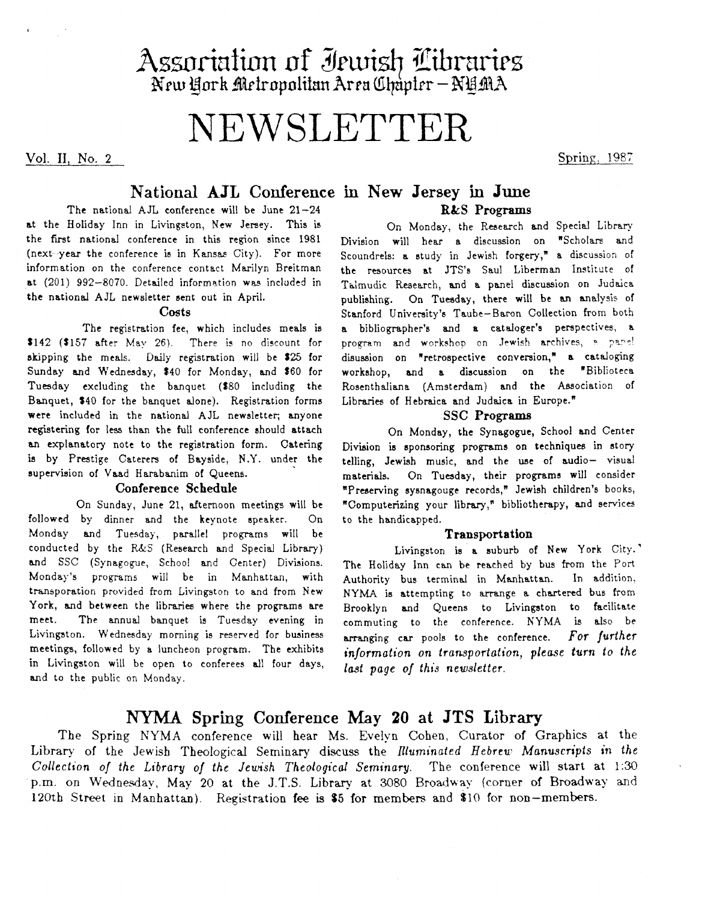# Association of Jewish Libraries
## New York Metropolitan Area Chapter – NYMA

# NEWSLETTER

Vol. II, No. 2 — Spring, 1987

## National AJL Conference in New Jersey in June

The national AJL conference will be June 21–24 at the Holiday Inn in Livingston, New Jersey. This is the first national conference in this region since 1981 (next year the conference is in Kansas City). For more information on the conference contact Marilyn Breitman at (201) 992-8070. Detailed information was included in the national AJL newsletter sent out in April.

### Costs

The registration fee, which includes meals is $142 ($157 after May 26). There is no discount for skipping the meals. Daily registration will be $25 for Sunday and Wednesday, $40 for Monday, and $60 for Tuesday excluding the banquet ($80 including the Banquet, $40 for the banquet alone). Registration forms were included in the national AJL newsletter; anyone registering for less than the full conference should attach an explanatory note to the registration form. Catering is by Prestige Caterers of Bayside, N.Y. under the supervision of Vaad Harabanim of Queens.

### Conference Schedule

On Sunday, June 21, afternoon meetings will be followed by dinner and the keynote speaker. On Monday and Tuesday, parallel programs will be conducted by the R&S (Research and Special Library) and SSC (Synagogue, School and Center) Divisions. Monday's programs will be in Manhattan, with transporation provided from Livingston to and from New York, and between the libraries where the programs are meet. The annual banquet is Tuesday evening in Livingston. Wednesday morning is reserved for business meetings, followed by a luncheon program. The exhibits in Livingston will be open to conferees all four days, and to the public on Monday.

### R&S Programs

On Monday, the Research and Special Library Division will hear a discussion on "Scholars and Scoundrels: a study in Jewish forgery," a discussion of the resources at JTS's Saul Liberman Institute of Talmudic Research, and a panel discussion on Judaica publishing. On Tuesday, there will be an analysis of Stanford University's Taube–Baron Collection from both a bibliographer's and a cataloger's perspectives, a program and workshop on Jewish archives, a panel disussion on "retrospective conversion," a cataloging workshop, and a discussion on the "Biblioteca Rosenthaliana (Amsterdam) and the Association of Libraries of Hebraica and Judaica in Europe."

### SSC Programs

On Monday, the Synagogue, School and Center Division is sponsoring programs on techniques in story telling, Jewish music, and the use of audio– visual materials. On Tuesday, their programs will consider "Preserving sysnagogue records," Jewish children's books, "Computerizing your library," bibliotherapy, and services to the handicapped.

### Transportation

Livingston is a suburb of New York City. The Holiday Inn can be reached by bus from the Port Authority bus terminal in Manhattan. In addition, NYMA is attempting to arrange a chartered bus from Brooklyn and Queens to Livingston to facilitate commuting to the conference. NYMA is also be arranging car pools to the conference. *For further information on transportation, please turn to the last page of this newsletter.*

## NYMA Spring Conference May 20 at JTS Library

The Spring NYMA conference will hear Ms. Evelyn Cohen, Curator of Graphics at the Library of the Jewish Theological Seminary discuss the *Illuminated Hebrew Manuscripts in the Collection of the Library of the Jewish Theological Seminary*. The conference will start at 1:30 p.m. on Wednesday, May 20 at the J.T.S. Library at 3080 Broadway (corner of Broadway and 120th Street in Manhattan). Registration fee is $5 for members and $10 for non–members.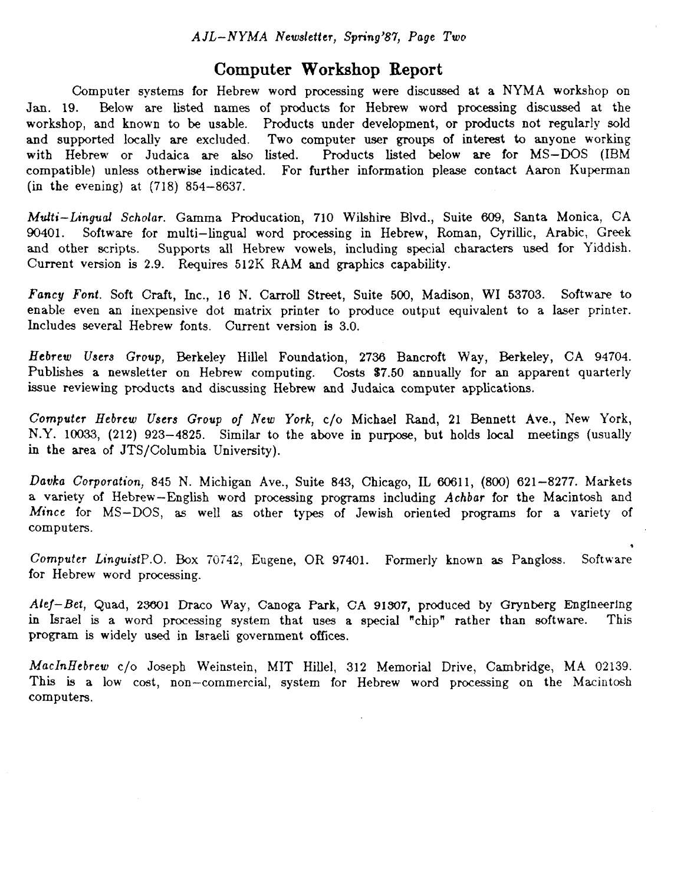## Computer Workshop Report

Computer systems for Hebrew word processing were discussed at a NYMA workshop on Jan. 19. Below are listed names of products for Hebrew word processing discussed at the workshop, and known to be usable. Products under development, or products not regularly sold and supported locally are excluded. Two computer user groups of interest to anyone working with Hebrew or Judaica are also listed. Products listed below are for MS–DOS (IBM compatible) unless otherwise indicated. For further information please contact Aaron Kuperman (in the evening) at (718) 854–8637.

*Multi–Lingual Scholar*. Gamma Producation, 710 Wilshire Blvd., Suite 609, Santa Monica, CA 90401. Software for multi–lingual word processing in Hebrew, Roman, Cyrillic, Arabic, Greek and other scripts. Supports all Hebrew vowels, including special characters used for Yiddish. Current version is 2.9. Requires 512K RAM and graphics capability.

*Fancy Font*. Soft Craft, Inc., 16 N. Carroll Street, Suite 500, Madison, WI 53703. Software to enable even an inexpensive dot matrix printer to produce output equivalent to a laser printer. Includes several Hebrew fonts. Current version is 3.0.

*Hebrew Users Group,* Berkeley Hillel Foundation, 2736 Bancroft Way, Berkeley, CA 94704. Publishes a newsletter on Hebrew computing. Costs $7.50 annually for an apparent quarterly issue reviewing products and discussing Hebrew and Judaica computer applications.

*Computer Hebrew Users Group of New York,* c/o Michael Rand, 21 Bennett Ave., New York, N.Y. 10033, (212) 923–4825. Similar to the above in purpose, but holds local meetings (usually in the area of JTS/Columbia University).

*Davka Corporation,* 845 N. Michigan Ave., Suite 843, Chicago, IL 60611, (800) 621–8277. Markets a variety of Hebrew–English word processing programs including *Achbar* for the Macintosh and *Mince* for MS–DOS, as well as other types of Jewish oriented programs for a variety of computers.

*Computer Linguist*P.O. Box 70742, Eugene, OR 97401. Formerly known as Pangloss. Software for Hebrew word processing.

*Alef–Bet,* Quad, 23601 Draco Way, Canoga Park, CA 91307, produced by Grynberg Engineering in Israel is a word processing system that uses a special "chip" rather than software. This program is widely used in Israeli government offices.

*MacInHebrew* c/o Joseph Weinstein, MIT Hillel, 312 Memorial Drive, Cambridge, MA 02139. This is a low cost, non–commercial, system for Hebrew word processing on the Macintosh computers.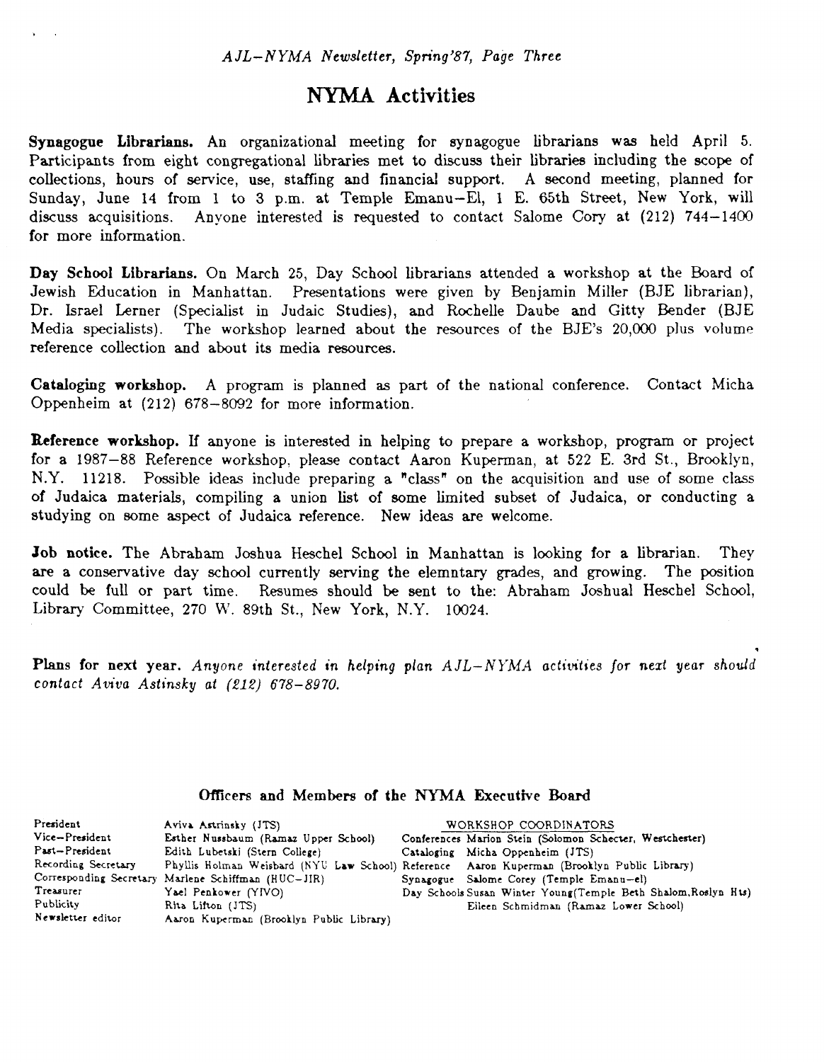# NYMA Activities

**Synagogue Librarians.** An organizational meeting for synagogue librarians was held April 5. Participants from eight congregational libraries met to discuss their libraries including the scope of collections, hours of service, use, staffing and financial support. A second meeting, planned for Sunday, June 14 from 1 to 3 p.m. at Temple Emanu-El, 1 E. 65th Street, New York, will discuss acquisitions. Anyone interested is requested to contact Salome Cory at (212) 744-1400 for more information.

**Day School Librarians.** On March 25, Day School librarians attended a workshop at the Board of Jewish Education in Manhattan. Presentations were given by Benjamin Miller (BJE librarian), Dr. Israel Lerner (Specialist in Judaic Studies), and Rochelle Daube and Gitty Bender (BJE Media specialists). The workshop learned about the resources of the BJE's 20,000 plus volume reference collection and about its media resources.

**Cataloging workshop.** A program is planned as part of the national conference. Contact Micha Oppenheim at (212) 678-8092 for more information.

**Reference workshop.** If anyone is interested in helping to prepare a workshop, program or project for a 1987-88 Reference workshop, please contact Aaron Kuperman, at 522 E. 3rd St., Brooklyn, N.Y. 11218. Possible ideas include preparing a "class" on the acquisition and use of some class of Judaica materials, compiling a union list of some limited subset of Judaica, or conducting a studying on some aspect of Judaica reference. New ideas are welcome.

**Job notice.** The Abraham Joshua Heschel School in Manhattan is looking for a librarian. They are a conservative day school currently serving the elemntary grades, and growing. The position could be full or part time. Resumes should be sent to the: Abraham Joshual Heschel School, Library Committee, 270 W. 89th St., New York, N.Y. 10024.

**Plans for next year.** *Anyone interested in helping plan AJL-NYMA activities for next year should contact Aviva Astinsky at (212) 678-8970.*

### Officers and Members of the NYMA Executive Board

| | |
|---|---|
| President | Aviva Astrinsky (JTS) |
| Vice-President | Esther Nussbaum (Ramaz Upper School) |
| Past-President | Edith Lubetski (Stern College) |
| Recording Secretary | Phyllis Holman Weisbard (NYU Law School) |
| Corresponding Secretary | Marlene Schiffman (HUC-JIR) |
| Treasurer | Yael Penkower (YIVO) |
| Publicity | Rita Lifton (JTS) |
| Newsletter editor | Aaron Kuperman (Brooklyn Public Library) |

| WORKSHOP COORDINATORS | |
|---|---|
| Conferences | Marion Stein (Solomon Schecter, Westchester) |
| Cataloging | Micha Oppenheim (JTS) |
| Reference | Aaron Kuperman (Brooklyn Public Library) |
| Synagogue | Salome Corey (Temple Emanu-el) |
| Day Schools | Susan Winter Young(Temple Beth Shalom,Roslyn Hts) |
| | Eileen Schmidman (Ramaz Lower School) |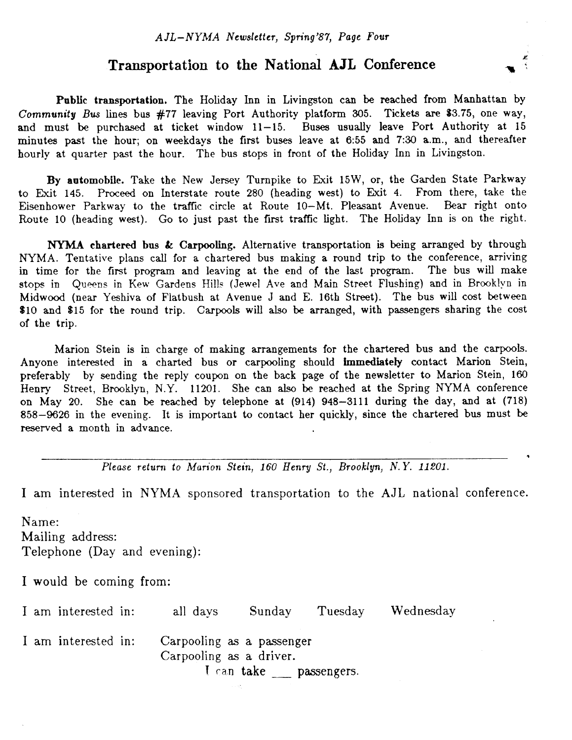# Transportation to the National AJL Conference

**Public transportation.** The Holiday Inn in Livingston can be reached from Manhattan by *Community Bus* lines bus #77 leaving Port Authority platform 305. Tickets are $3.75, one way, and must be purchased at ticket window 11–15. Buses usually leave Port Authority at 15 minutes past the hour; on weekdays the first buses leave at 6:55 and 7:30 a.m., and thereafter hourly at quarter past the hour. The bus stops in front of the Holiday Inn in Livingston.

**By automobile.** Take the New Jersey Turnpike to Exit 15W, or, the Garden State Parkway to Exit 145. Proceed on Interstate route 280 (heading west) to Exit 4. From there, take the Eisenhower Parkway to the traffic circle at Route 10–Mt. Pleasant Avenue. Bear right onto Route 10 (heading west). Go to just past the first traffic light. The Holiday Inn is on the right.

**NYMA chartered bus & Carpooling.** Alternative transportation is being arranged by through NYMA. Tentative plans call for a chartered bus making a round trip to the conference, arriving in time for the first program and leaving at the end of the last program. The bus will make stops in Queens in Kew Gardens Hills (Jewel Ave and Main Street Flushing) and in Brooklyn in Midwood (near Yeshiva of Flatbush at Avenue J and E. 16th Street). The bus will cost between $10 and $15 for the round trip. Carpools will also be arranged, with passengers sharing the cost of the trip.

Marion Stein is in charge of making arrangements for the chartered bus and the carpools. Anyone interested in a charted bus or carpooling should **immediately** contact Marion Stein, preferably by sending the reply coupon on the back page of the newsletter to Marion Stein, 160 Henry Street, Brooklyn, N.Y. 11201. She can also be reached at the Spring NYMA conference on May 20. She can be reached by telephone at (914) 948–3111 during the day, and at (718) 858–9626 in the evening. It is important to contact her quickly, since the chartered bus must be reserved a month in advance.

---

*Please return to Marion Stein, 160 Henry St., Brooklyn, N.Y. 11201.*

I am interested in NYMA sponsored transportation to the AJL national conference.

Name:
Mailing address:
Telephone (Day and evening):

I would be coming from:

I am interested in: all days Sunday Tuesday Wednesday

I am interested in: Carpooling as a passenger
Carpooling as a driver.
I can take ___ passengers.